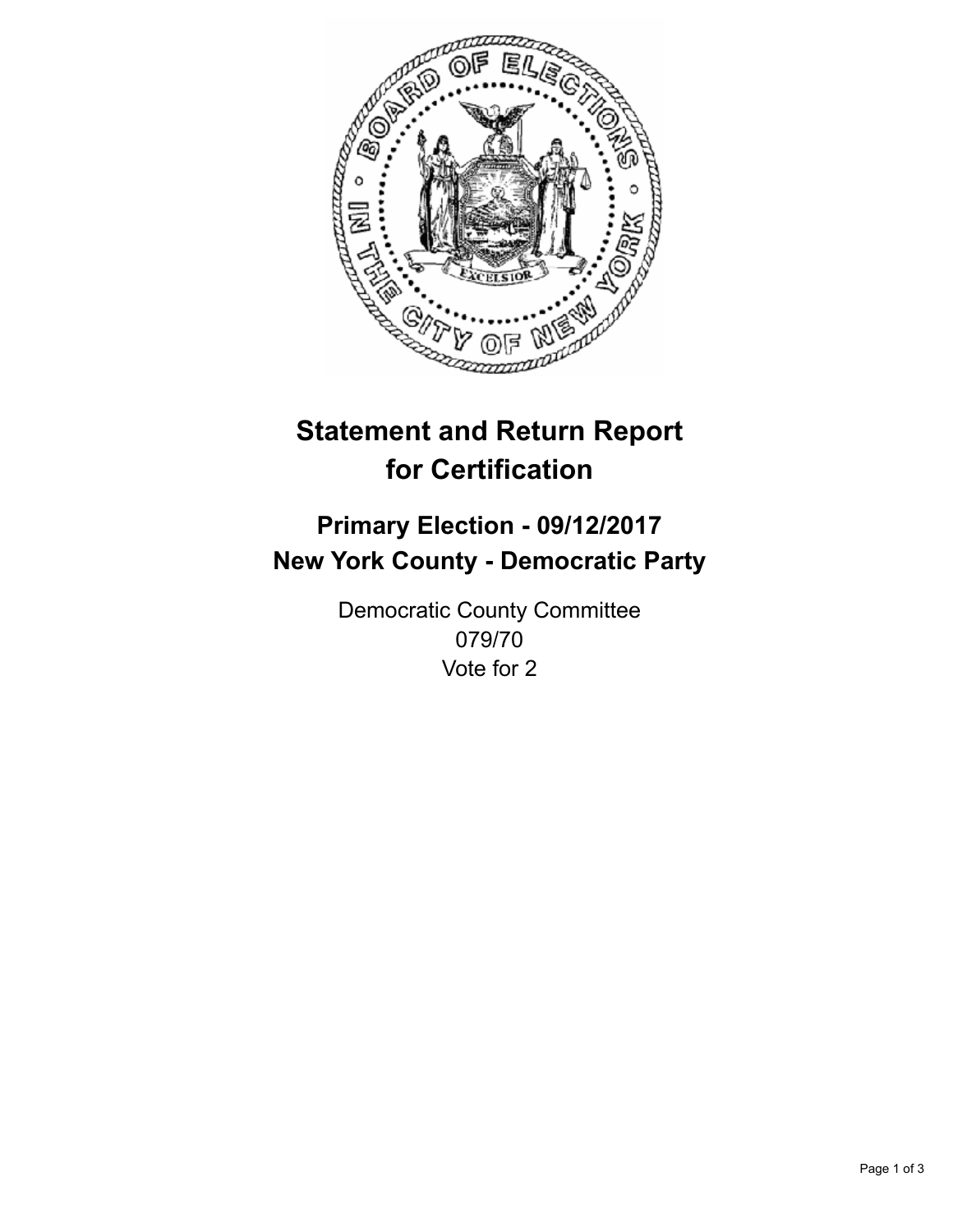# Statement and Return Report for Certification

## Primary Election - 09/12/2017
## New York County - Democratic Party

Democratic County Committee
079/70
Vote for 2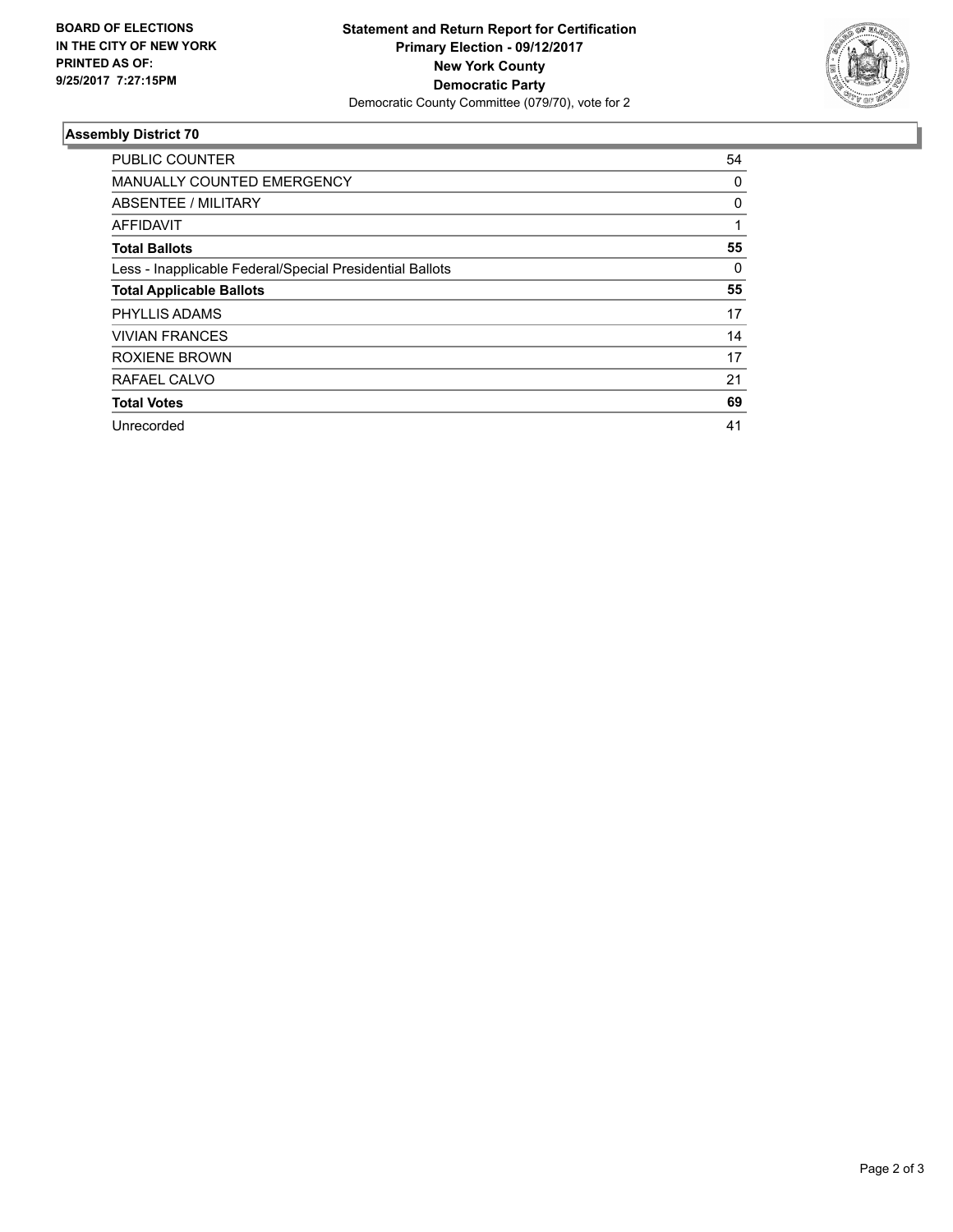**BOARD OF ELECTIONS IN THE CITY OF NEW YORK PRINTED AS OF: 9/25/2017 7:27:15PM**

**Statement and Return Report for Certification**
**Primary Election - 09/12/2017**
**New York County**
**Democratic Party**
Democratic County Committee (079/70), vote for 2

### Assembly District 70

| | |
|---|---|
| PUBLIC COUNTER | 54 |
| MANUALLY COUNTED EMERGENCY | 0 |
| ABSENTEE / MILITARY | 0 |
| AFFIDAVIT | 1 |
| **Total Ballots** | **55** |
| Less - Inapplicable Federal/Special Presidential Ballots | 0 |
| **Total Applicable Ballots** | **55** |
| PHYLLIS ADAMS | 17 |
| VIVIAN FRANCES | 14 |
| ROXIENE BROWN | 17 |
| RAFAEL CALVO | 21 |
| **Total Votes** | **69** |
| Unrecorded | 41 |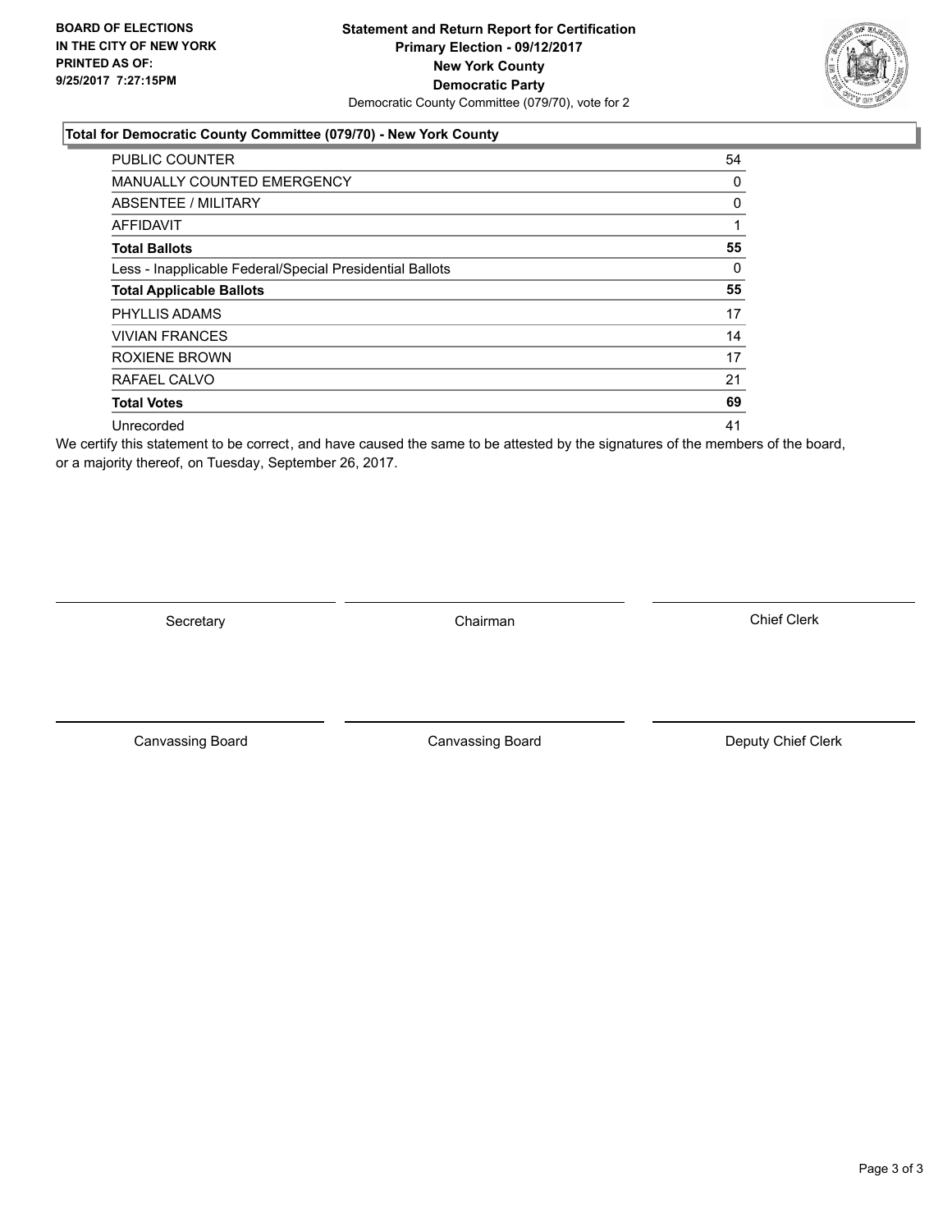**BOARD OF ELECTIONS**
**IN THE CITY OF NEW YORK**
**PRINTED AS OF:**
**9/25/2017 7:27:15PM**

**Statement and Return Report for Certification**
**Primary Election - 09/12/2017**
**New York County**
**Democratic Party**
Democratic County Committee (079/70), vote for 2

### Total for Democratic County Committee (079/70) - New York County

| | |
|---|---|
| PUBLIC COUNTER | 54 |
| MANUALLY COUNTED EMERGENCY | 0 |
| ABSENTEE / MILITARY | 0 |
| AFFIDAVIT | 1 |
| **Total Ballots** | **55** |
| Less - Inapplicable Federal/Special Presidential Ballots | 0 |
| **Total Applicable Ballots** | **55** |
| PHYLLIS ADAMS | 17 |
| VIVIAN FRANCES | 14 |
| ROXIENE BROWN | 17 |
| RAFAEL CALVO | 21 |
| **Total Votes** | **69** |
| Unrecorded | 41 |

We certify this statement to be correct, and have caused the same to be attested by the signatures of the members of the board, or a majority thereof, on Tuesday, September 26, 2017.

Secretary

Chairman

Chief Clerk

Canvassing Board

Canvassing Board

Deputy Chief Clerk